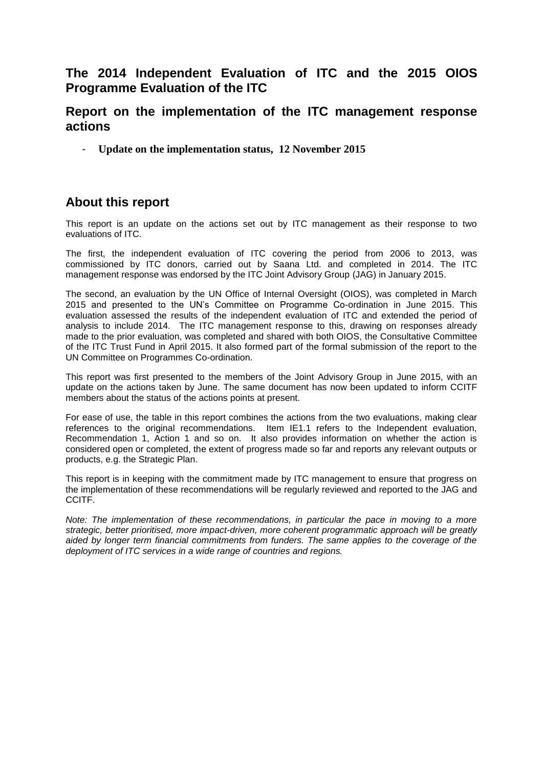# The 2014 Independent Evaluation of ITC and the 2015 OIOS Programme Evaluation of the ITC

## Report on the implementation of the ITC management response actions

- **Update on the implementation status, 12 November 2015**

## About this report

This report is an update on the actions set out by ITC management as their response to two evaluations of ITC.

The first, the independent evaluation of ITC covering the period from 2006 to 2013, was commissioned by ITC donors, carried out by Saana Ltd. and completed in 2014. The ITC management response was endorsed by the ITC Joint Advisory Group (JAG) in January 2015.

The second, an evaluation by the UN Office of Internal Oversight (OIOS), was completed in March 2015 and presented to the UN's Committee on Programme Co-ordination in June 2015. This evaluation assessed the results of the independent evaluation of ITC and extended the period of analysis to include 2014. The ITC management response to this, drawing on responses already made to the prior evaluation, was completed and shared with both OIOS, the Consultative Committee of the ITC Trust Fund in April 2015. It also formed part of the formal submission of the report to the UN Committee on Programmes Co-ordination.

This report was first presented to the members of the Joint Advisory Group in June 2015, with an update on the actions taken by June. The same document has now been updated to inform CCITF members about the status of the actions points at present.

For ease of use, the table in this report combines the actions from the two evaluations, making clear references to the original recommendations. Item IE1.1 refers to the Independent evaluation, Recommendation 1, Action 1 and so on. It also provides information on whether the action is considered open or completed, the extent of progress made so far and reports any relevant outputs or products, e.g. the Strategic Plan.

This report is in keeping with the commitment made by ITC management to ensure that progress on the implementation of these recommendations will be regularly reviewed and reported to the JAG and CCITF.

*Note: The implementation of these recommendations, in particular the pace in moving to a more strategic, better prioritised, more impact-driven, more coherent programmatic approach will be greatly aided by longer term financial commitments from funders. The same applies to the coverage of the deployment of ITC services in a wide range of countries and regions.*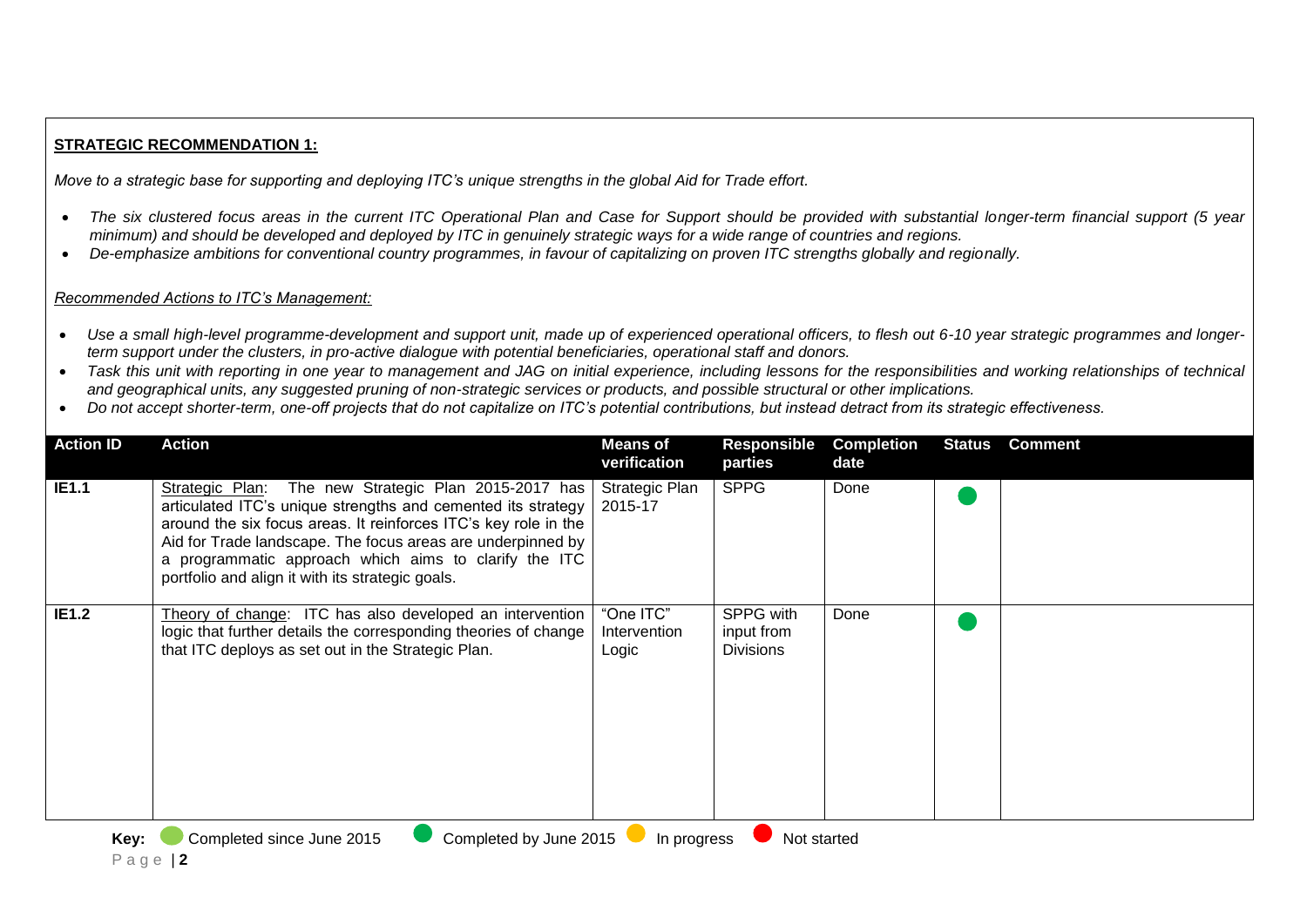**STRATEGIC RECOMMENDATION 1:**

*Move to a strategic base for supporting and deploying ITC's unique strengths in the global Aid for Trade effort.*

- *The six clustered focus areas in the current ITC Operational Plan and Case for Support should be provided with substantial longer-term financial support (5 year minimum) and should be developed and deployed by ITC in genuinely strategic ways for a wide range of countries and regions.*
- *De-emphasize ambitions for conventional country programmes, in favour of capitalizing on proven ITC strengths globally and regionally.*

*Recommended Actions to ITC's Management:*

- *Use a small high-level programme-development and support unit, made up of experienced operational officers, to flesh out 6-10 year strategic programmes and longer-term support under the clusters, in pro-active dialogue with potential beneficiaries, operational staff and donors.*
- *Task this unit with reporting in one year to management and JAG on initial experience, including lessons for the responsibilities and working relationships of technical and geographical units, any suggested pruning of non-strategic services or products, and possible structural or other implications.*
- *Do not accept shorter-term, one-off projects that do not capitalize on ITC's potential contributions, but instead detract from its strategic effectiveness.*

| Action ID | Action | Means of verification | Responsible parties | Completion date | Status | Comment |
|---|---|---|---|---|---|---|
| **IE1.1** | Strategic Plan: The new Strategic Plan 2015-2017 has articulated ITC's unique strengths and cemented its strategy around the six focus areas. It reinforces ITC's key role in the Aid for Trade landscape. The focus areas are underpinned by a programmatic approach which aims to clarify the ITC portfolio and align it with its strategic goals. | Strategic Plan 2015-17 | SPPG | Done | ● (Completed by June 2015) | |
| **IE1.2** | Theory of change: ITC has also developed an intervention logic that further details the corresponding theories of change that ITC deploys as set out in the Strategic Plan. | "One ITC" Intervention Logic | SPPG with input from Divisions | Done | ● (Completed by June 2015) | |

**Key:** ● Completed since June 2015 ● Completed by June 2015 ● In progress ● Not started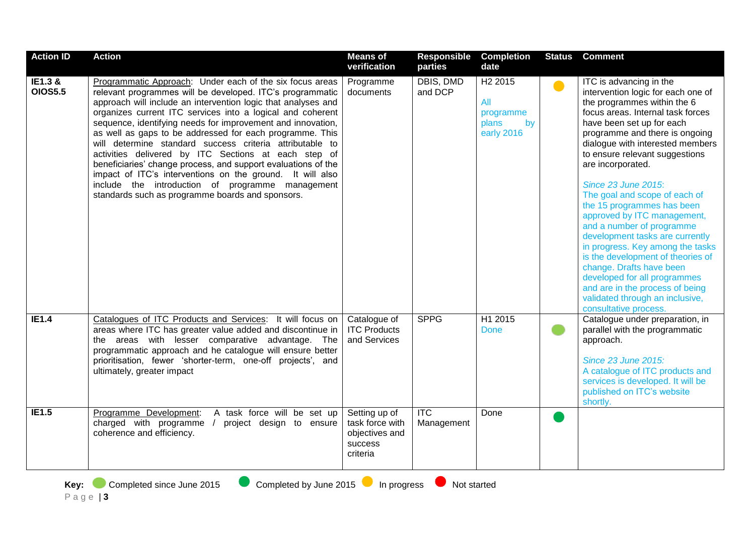| Action ID | Action | Means of verification | Responsible parties | Completion date | Status | Comment |
|---|---|---|---|---|---|---|
| **IE1.3 & OIOS5.5** | Programmatic Approach: Under each of the six focus areas relevant programmes will be developed. ITC's programmatic approach will include an intervention logic that analyses and organizes current ITC services into a logical and coherent sequence, identifying needs for improvement and innovation, as well as gaps to be addressed for each programme. This will determine standard success criteria attributable to activities delivered by ITC Sections at each step of beneficiaries' change process, and support evaluations of the impact of ITC's interventions on the ground. It will also include the introduction of programme management standards such as programme boards and sponsors. | Programme documents | DBIS, DMD and DCP | H2 2015<br><br>All programme plans by early 2016 | In progress | ITC is advancing in the intervention logic for each one of the programmes within the 6 focus areas. Internal task forces have been set up for each programme and there is ongoing dialogue with interested members to ensure relevant suggestions are incorporated.<br><br>*Since 23 June 2015*:<br>The goal and scope of each of the 15 programmes has been approved by ITC management, and a number of programme development tasks are currently in progress. Key among the tasks is the development of theories of change. Drafts have been developed for all programmes and are in the process of being validated through an inclusive, consultative process. |
| **IE1.4** | Catalogues of ITC Products and Services: It will focus on areas where ITC has greater value added and discontinue in the areas with lesser comparative advantage. The programmatic approach and he catalogue will ensure better prioritisation, fewer 'shorter-term, one-off projects', and ultimately, greater impact | Catalogue of ITC Products and Services | SPPG | H1 2015<br>Done | Completed since June 2015 | Catalogue under preparation, in parallel with the programmatic approach.<br><br>*Since 23 June 2015:*<br>A catalogue of ITC products and services is developed. It will be published on ITC's website shortly. |
| **IE1.5** | Programme Development: A task force will be set up charged with programme / project design to ensure coherence and efficiency. | Setting up of task force with objectives and success criteria | ITC Management | Done | Completed by June 2015 | |

**Key:** Completed since June 2015 · Completed by June 2015 · In progress · Not started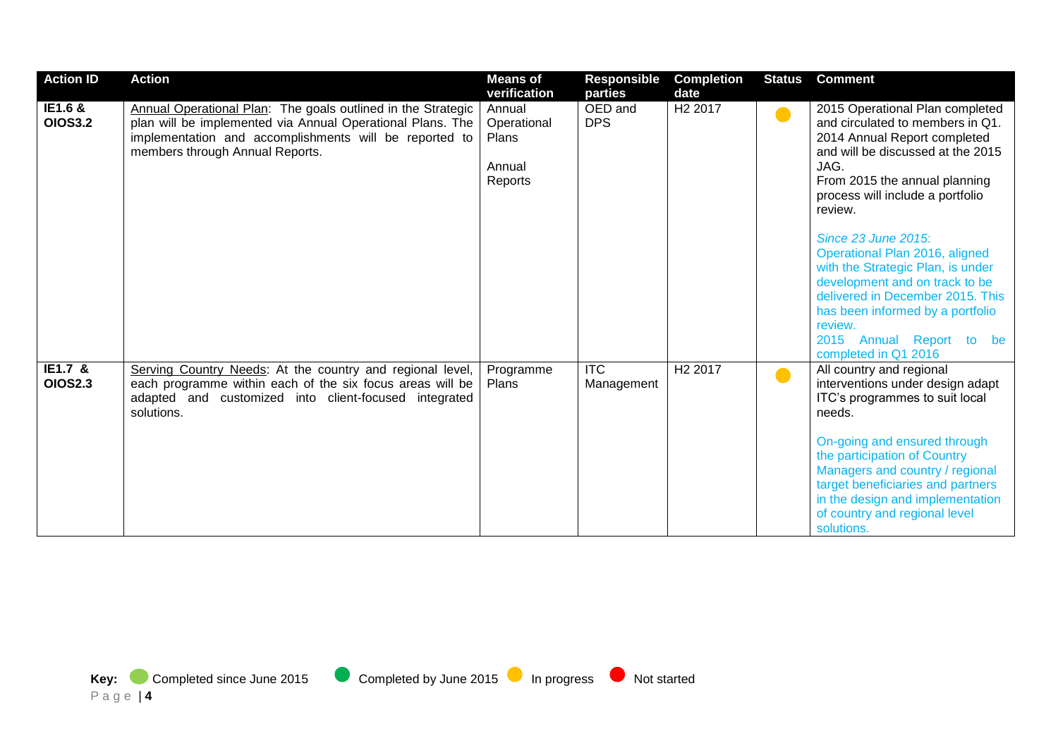| Action ID | Action | Means of verification | Responsible parties | Completion date | Status | Comment |
|---|---|---|---|---|---|---|
| **IE1.6 & OIOS3.2** | Annual Operational Plan: The goals outlined in the Strategic plan will be implemented via Annual Operational Plans. The implementation and accomplishments will be reported to members through Annual Reports. | Annual Operational Plans<br><br>Annual Reports | OED and DPS | H2 2017 | In progress | 2015 Operational Plan completed and circulated to members in Q1. 2014 Annual Report completed and will be discussed at the 2015 JAG.<br>From 2015 the annual planning process will include a portfolio review.<br><br>*Since 23 June 2015*:<br>Operational Plan 2016, aligned with the Strategic Plan, is under development and on track to be delivered in December 2015. This has been informed by a portfolio review.<br>2015 Annual Report to be completed in Q1 2016 |
| **IE1.7 & OIOS2.3** | Serving Country Needs: At the country and regional level, each programme within each of the six focus areas will be adapted and customized into client-focused integrated solutions. | Programme Plans | ITC Management | H2 2017 | In progress | All country and regional interventions under design adapt ITC's programmes to suit local needs.<br><br>On-going and ensured through the participation of Country Managers and country / regional target beneficiaries and partners in the design and implementation of country and regional level solutions. |

**Key:** Completed since June 2015 &nbsp;&nbsp; Completed by June 2015 &nbsp;&nbsp; In progress &nbsp;&nbsp; Not started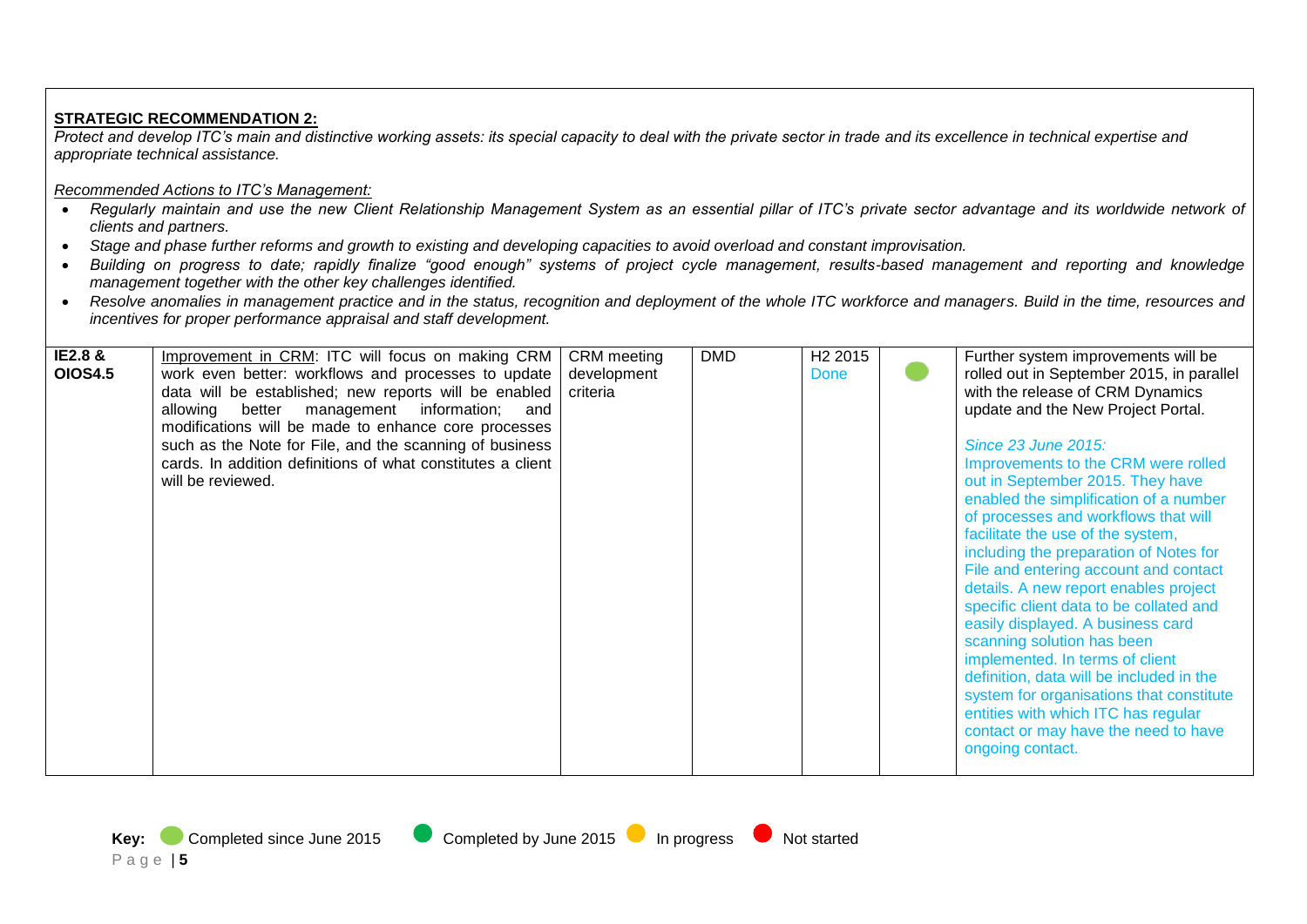**STRATEGIC RECOMMENDATION 2:**

*Protect and develop ITC's main and distinctive working assets: its special capacity to deal with the private sector in trade and its excellence in technical expertise and appropriate technical assistance.*

*Recommended Actions to ITC's Management:*

- *Regularly maintain and use the new Client Relationship Management System as an essential pillar of ITC's private sector advantage and its worldwide network of clients and partners.*
- *Stage and phase further reforms and growth to existing and developing capacities to avoid overload and constant improvisation.*
- *Building on progress to date; rapidly finalize "good enough" systems of project cycle management, results-based management and reporting and knowledge management together with the other key challenges identified.*
- *Resolve anomalies in management practice and in the status, recognition and deployment of the whole ITC workforce and managers. Build in the time, resources and incentives for proper performance appraisal and staff development.*

| | | | | | | |
|---|---|---|---|---|---|---|
| **IE2.8 & OIOS4.5** | Improvement in CRM: ITC will focus on making CRM work even better: workflows and processes to update data will be established; new reports will be enabled allowing better management information; and modifications will be made to enhance core processes such as the Note for File, and the scanning of business cards. In addition definitions of what constitutes a client will be reviewed. | CRM meeting development criteria | DMD | H2 2015 Done | Completed since June 2015 | Further system improvements will be rolled out in September 2015, in parallel with the release of CRM Dynamics update and the New Project Portal. *Since 23 June 2015:* Improvements to the CRM were rolled out in September 2015. They have enabled the simplification of a number of processes and workflows that will facilitate the use of the system, including the preparation of Notes for File and entering account and contact details. A new report enables project specific client data to be collated and easily displayed. A business card scanning solution has been implemented. In terms of client definition, data will be included in the system for organisations that constitute entities with which ITC has regular contact or may have the need to have ongoing contact. |

**Key:** Completed since June 2015 · Completed by June 2015 · In progress · Not started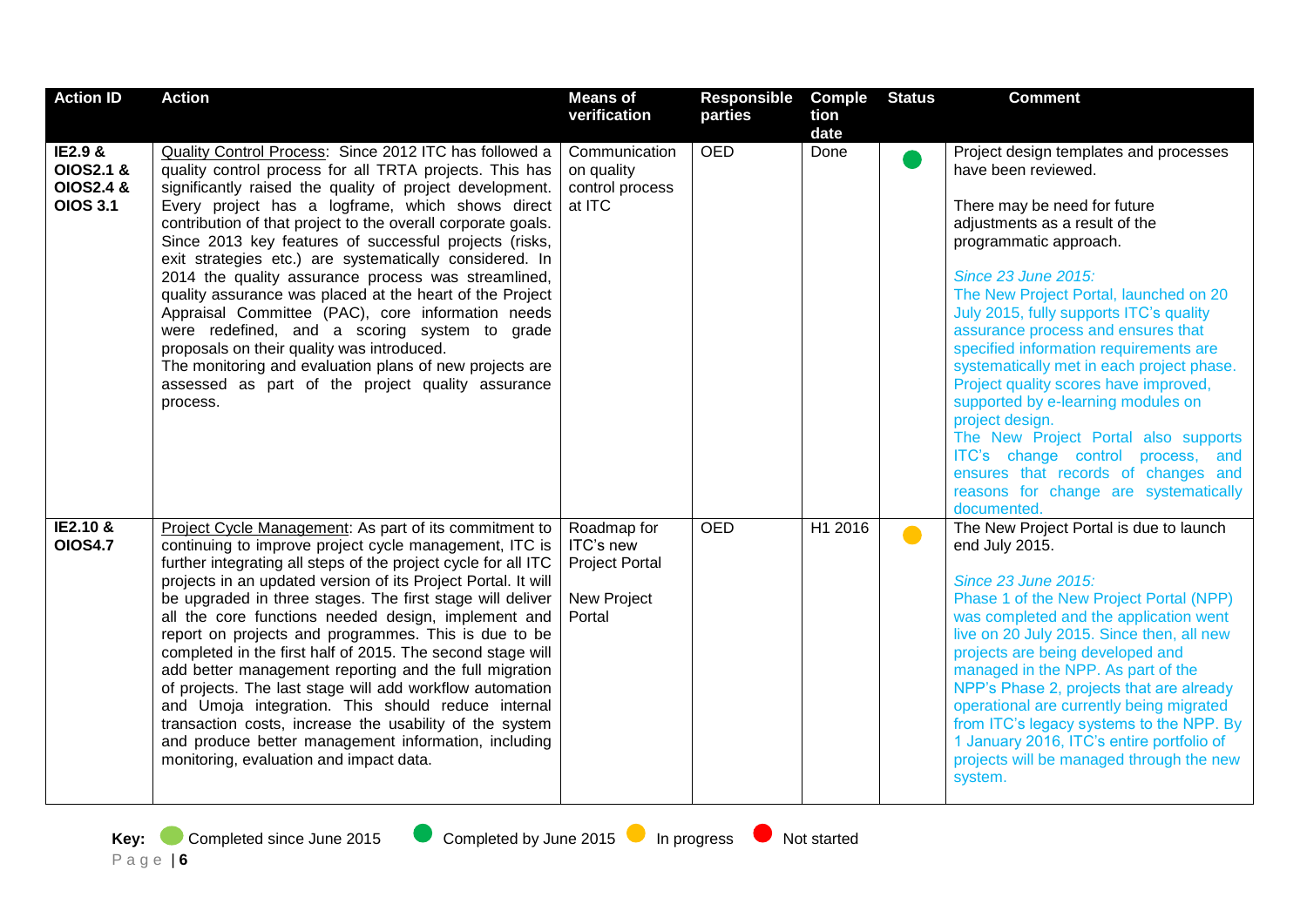| Action ID | Action | Means of verification | Responsible parties | Completion date | Status | Comment |
|---|---|---|---|---|---|---|
| **IE2.9 & OIOS2.1 & OIOS2.4 & OIOS 3.1** | Quality Control Process: Since 2012 ITC has followed a quality control process for all TRTA projects. This has significantly raised the quality of project development. Every project has a logframe, which shows direct contribution of that project to the overall corporate goals. Since 2013 key features of successful projects (risks, exit strategies etc.) are systematically considered. In 2014 the quality assurance process was streamlined, quality assurance was placed at the heart of the Project Appraisal Committee (PAC), core information needs were redefined, and a scoring system to grade proposals on their quality was introduced.<br>The monitoring and evaluation plans of new projects are assessed as part of the project quality assurance process. | Communication on quality control process at ITC | OED | Done | Completed by June 2015 | Project design templates and processes have been reviewed.<br><br>There may be need for future adjustments as a result of the programmatic approach.<br><br>*Since 23 June 2015:*<br>The New Project Portal, launched on 20 July 2015, fully supports ITC's quality assurance process and ensures that specified information requirements are systematically met in each project phase. Project quality scores have improved, supported by e-learning modules on project design.<br>The New Project Portal also supports ITC's change control process, and ensures that records of changes and reasons for change are systematically documented. |
| **IE2.10 & OIOS4.7** | Project Cycle Management: As part of its commitment to continuing to improve project cycle management, ITC is further integrating all steps of the project cycle for all ITC projects in an updated version of its Project Portal. It will be upgraded in three stages. The first stage will deliver all the core functions needed design, implement and report on projects and programmes. This is due to be completed in the first half of 2015. The second stage will add better management reporting and the full migration of projects. The last stage will add workflow automation and Umoja integration. This should reduce internal transaction costs, increase the usability of the system and produce better management information, including monitoring, evaluation and impact data. | Roadmap for ITC's new Project Portal<br><br>New Project Portal | OED | H1 2016 | In progress | The New Project Portal is due to launch end July 2015.<br><br>*Since 23 June 2015:*<br>Phase 1 of the New Project Portal (NPP) was completed and the application went live on 20 July 2015. Since then, all new projects are being developed and managed in the NPP. As part of the NPP's Phase 2, projects that are already operational are currently being migrated from ITC's legacy systems to the NPP. By 1 January 2016, ITC's entire portfolio of projects will be managed through the new system. |

**Key:** Completed since June 2015 &nbsp; Completed by June 2015 &nbsp; In progress &nbsp; Not started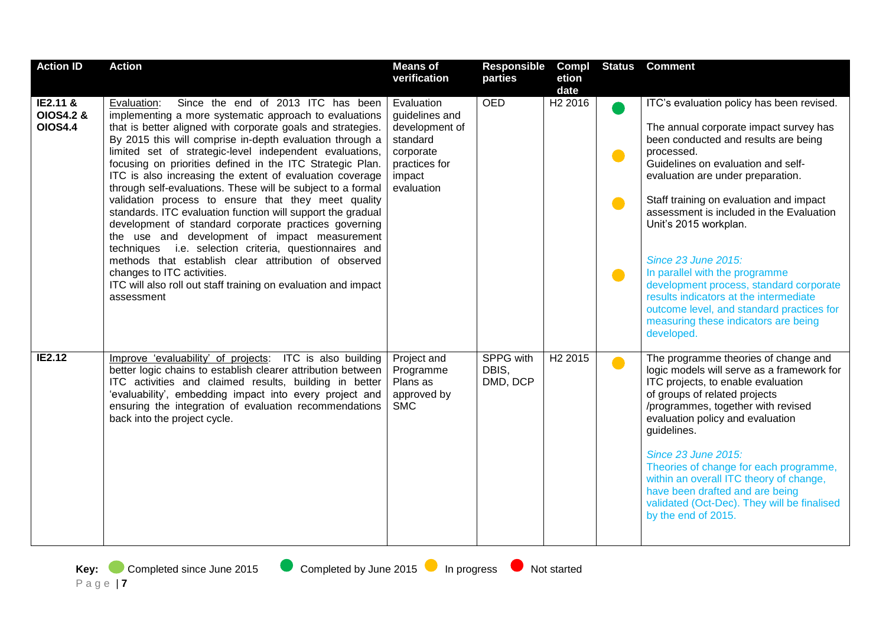| Action ID | Action | Means of verification | Responsible parties | Completion date | Status | Comment |
|---|---|---|---|---|---|---|
| IE2.11 & OIOS4.2 & OIOS4.4 | Evaluation: Since the end of 2013 ITC has been implementing a more systematic approach to evaluations that is better aligned with corporate goals and strategies. By 2015 this will comprise in-depth evaluation through a limited set of strategic-level independent evaluations, focusing on priorities defined in the ITC Strategic Plan. ITC is also increasing the extent of evaluation coverage through self-evaluations. These will be subject to a formal validation process to ensure that they meet quality standards. ITC evaluation function will support the gradual development of standard corporate practices governing the use and development of impact measurement techniques i.e. selection criteria, questionnaires and methods that establish clear attribution of observed changes to ITC activities.<br>ITC will also roll out staff training on evaluation and impact assessment | Evaluation guidelines and development of standard corporate practices for impact evaluation | OED | H2 2016 | Completed by June 2015<br><br>In progress<br><br>In progress<br><br>In progress | ITC's evaluation policy has been revised.<br><br>The annual corporate impact survey has been conducted and results are being processed.<br>Guidelines on evaluation and self-evaluation are under preparation.<br><br>Staff training on evaluation and impact assessment is included in the Evaluation Unit's 2015 workplan.<br><br>*Since 23 June 2015:*<br>In parallel with the programme development process, standard corporate results indicators at the intermediate outcome level, and standard practices for measuring these indicators are being developed. |
| IE2.12 | Improve 'evaluability' of projects: ITC is also building better logic chains to establish clearer attribution between ITC activities and claimed results, building in better 'evaluability', embedding impact into every project and ensuring the integration of evaluation recommendations back into the project cycle. | Project and Programme Plans as approved by SMC | SPPG with DBIS, DMD, DCP | H2 2015 | In progress | The programme theories of change and logic models will serve as a framework for ITC projects, to enable evaluation of groups of related projects /programmes, together with revised evaluation policy and evaluation guidelines.<br><br>*Since 23 June 2015:*<br>Theories of change for each programme, within an overall ITC theory of change, have been drafted and are being validated (Oct-Dec). They will be finalised by the end of 2015. |

**Key:** Completed since June 2015 &nbsp; Completed by June 2015 &nbsp; In progress &nbsp; Not started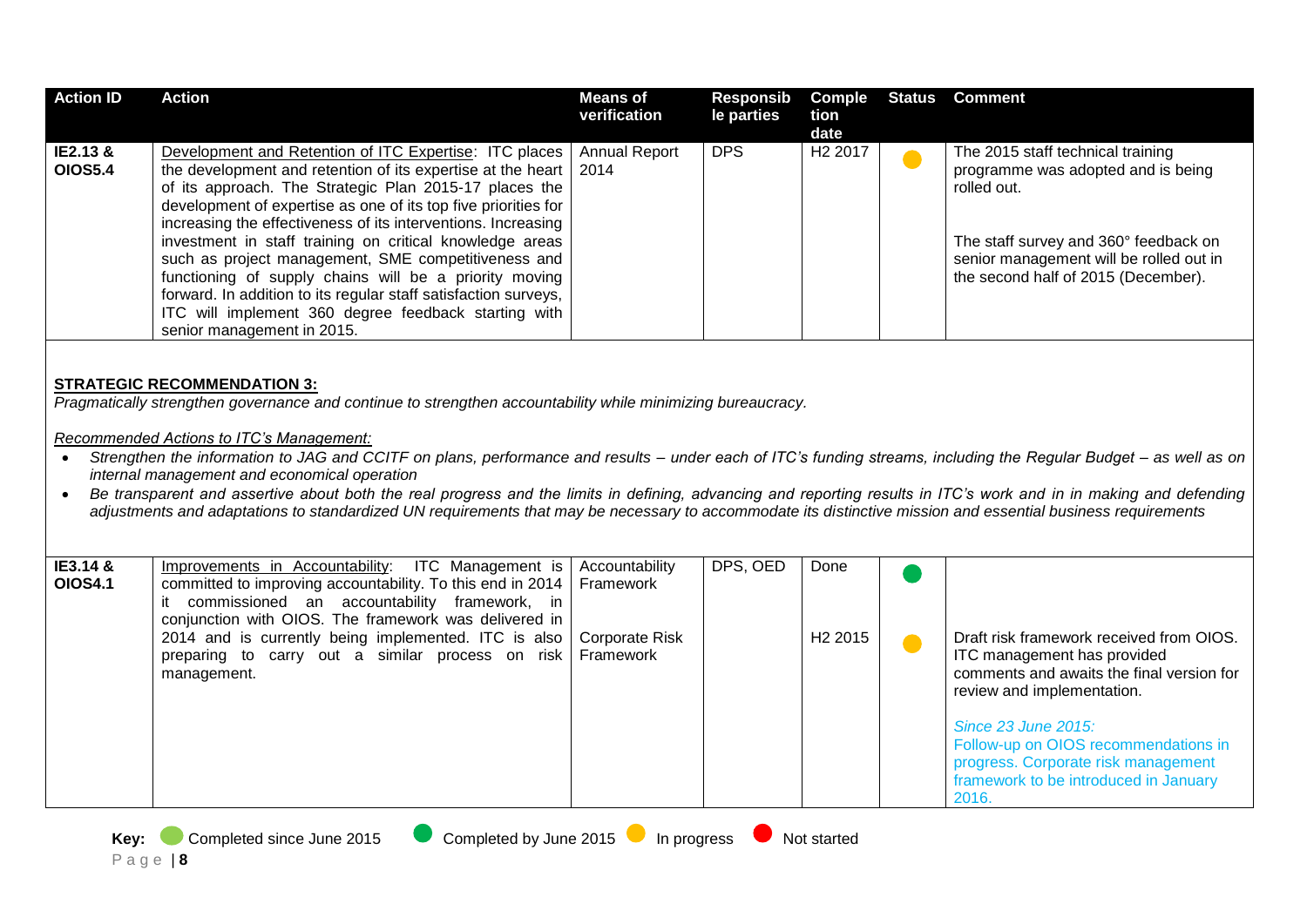| Action ID | Action | Means of verification | Responsible parties | Completion date | Status | Comment |
|---|---|---|---|---|---|---|
| IE2.13 & OIOS5.4 | Development and Retention of ITC Expertise: ITC places the development and retention of its expertise at the heart of its approach. The Strategic Plan 2015-17 places the development of expertise as one of its top five priorities for increasing the effectiveness of its interventions. Increasing investment in staff training on critical knowledge areas such as project management, SME competitiveness and functioning of supply chains will be a priority moving forward. In addition to its regular staff satisfaction surveys, ITC will implement 360 degree feedback starting with senior management in 2015. | Annual Report 2014 | DPS | H2 2017 | In progress | The 2015 staff technical training programme was adopted and is being rolled out.<br><br>The staff survey and 360° feedback on senior management will be rolled out in the second half of 2015 (December). |

**STRATEGIC RECOMMENDATION 3:**

*Pragmatically strengthen governance and continue to strengthen accountability while minimizing bureaucracy.*

*Recommended Actions to ITC's Management:*

- *Strengthen the information to JAG and CCITF on plans, performance and results – under each of ITC's funding streams, including the Regular Budget – as well as on internal management and economical operation*
- *Be transparent and assertive about both the real progress and the limits in defining, advancing and reporting results in ITC's work and in in making and defending adjustments and adaptations to standardized UN requirements that may be necessary to accommodate its distinctive mission and essential business requirements*

| Action ID | Action | Means of verification | Responsible parties | Completion date | Status | Comment |
|---|---|---|---|---|---|---|
| IE3.14 & OIOS4.1 | Improvements in Accountability: ITC Management is committed to improving accountability. To this end in 2014 it commissioned an accountability framework, in conjunction with OIOS. The framework was delivered in 2014 and is currently being implemented. ITC is also preparing to carry out a similar process on risk management. | Accountability Framework | DPS, OED | Done | Completed by June 2015 | |
| | | Corporate Risk Framework | | H2 2015 | In progress | Draft risk framework received from OIOS. ITC management has provided comments and awaits the final version for review and implementation.<br><br>*Since 23 June 2015:*<br>Follow-up on OIOS recommendations in progress. Corporate risk management framework to be introduced in January 2016. |

**Key:** Completed since June 2015 &nbsp; Completed by June 2015 &nbsp; In progress &nbsp; Not started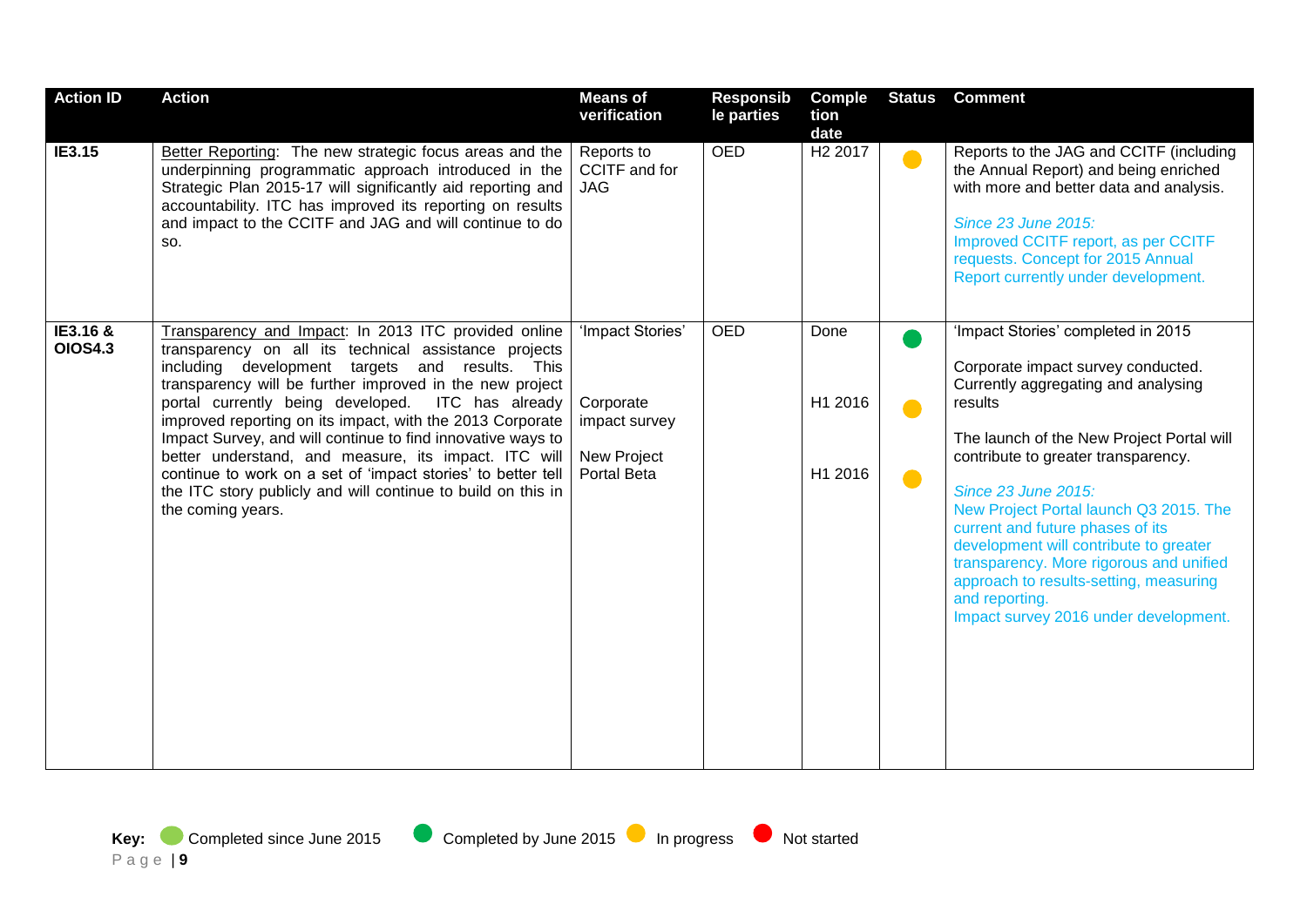| Action ID | Action | Means of verification | Responsible parties | Completion date | Status | Comment |
|---|---|---|---|---|---|---|
| **IE3.15** | Better Reporting: The new strategic focus areas and the underpinning programmatic approach introduced in the Strategic Plan 2015-17 will significantly aid reporting and accountability. ITC has improved its reporting on results and impact to the CCITF and JAG and will continue to do so. | Reports to CCITF and for JAG | OED | H2 2017 | In progress | Reports to the JAG and CCITF (including the Annual Report) and being enriched with more and better data and analysis.<br><br>*Since 23 June 2015:*<br>Improved CCITF report, as per CCITF requests. Concept for 2015 Annual Report currently under development. |
| **IE3.16 & OIOS4.3** | Transparency and Impact: In 2013 ITC provided online transparency on all its technical assistance projects including development targets and results. This transparency will be further improved in the new project portal currently being developed. ITC has already improved reporting on its impact, with the 2013 Corporate Impact Survey, and will continue to find innovative ways to better understand, and measure, its impact. ITC will continue to work on a set of 'impact stories' to better tell the ITC story publicly and will continue to build on this in the coming years. | 'Impact Stories'<br><br>Corporate impact survey<br><br>New Project Portal Beta | OED | Done<br><br>H1 2016<br><br>H1 2016 | Completed by June 2015<br><br>In progress<br><br>In progress | 'Impact Stories' completed in 2015<br><br>Corporate impact survey conducted. Currently aggregating and analysing results<br><br>The launch of the New Project Portal will contribute to greater transparency.<br><br>*Since 23 June 2015:*<br>New Project Portal launch Q3 2015. The current and future phases of its development will contribute to greater transparency. More rigorous and unified approach to results-setting, measuring and reporting.<br>Impact survey 2016 under development. |

**Key:** Completed since June 2015 · Completed by June 2015 · In progress · Not started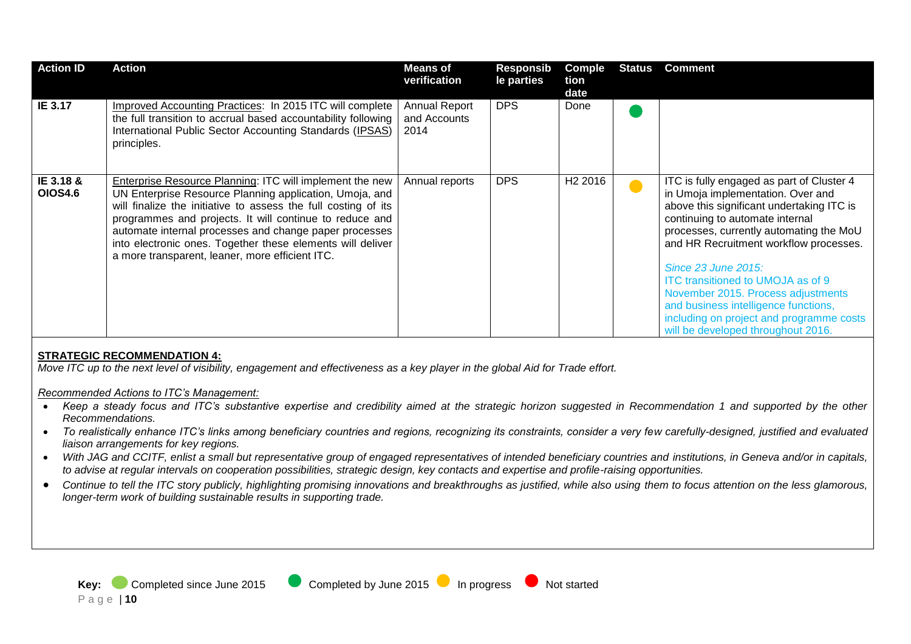| Action ID | Action | Means of verification | Responsible parties | Completion date | Status | Comment |
|---|---|---|---|---|---|---|
| IE 3.17 | Improved Accounting Practices: In 2015 ITC will complete the full transition to accrual based accountability following International Public Sector Accounting Standards (IPSAS) principles. | Annual Report and Accounts 2014 | DPS | Done | Completed by June 2015 | |
| IE 3.18 & OIOS4.6 | Enterprise Resource Planning: ITC will implement the new UN Enterprise Resource Planning application, Umoja, and will finalize the initiative to assess the full costing of its programmes and projects. It will continue to reduce and automate internal processes and change paper processes into electronic ones. Together these elements will deliver a more transparent, leaner, more efficient ITC. | Annual reports | DPS | H2 2016 | In progress | ITC is fully engaged as part of Cluster 4 in Umoja implementation. Over and above this significant undertaking ITC is continuing to automate internal processes, currently automating the MoU and HR Recruitment workflow processes. *Since 23 June 2015:* ITC transitioned to UMOJA as of 9 November 2015. Process adjustments and business intelligence functions, including on project and programme costs will be developed throughout 2016. |

**STRATEGIC RECOMMENDATION 4:**

*Move ITC up to the next level of visibility, engagement and effectiveness as a key player in the global Aid for Trade effort.*

*Recommended Actions to ITC's Management:*

- *Keep a steady focus and ITC's substantive expertise and credibility aimed at the strategic horizon suggested in Recommendation 1 and supported by the other Recommendations.*
- *To realistically enhance ITC's links among beneficiary countries and regions, recognizing its constraints, consider a very few carefully-designed, justified and evaluated liaison arrangements for key regions.*
- *With JAG and CCITF, enlist a small but representative group of engaged representatives of intended beneficiary countries and institutions, in Geneva and/or in capitals, to advise at regular intervals on cooperation possibilities, strategic design, key contacts and expertise and profile-raising opportunities.*
- *Continue to tell the ITC story publicly, highlighting promising innovations and breakthroughs as justified, while also using them to focus attention on the less glamorous, longer-term work of building sustainable results in supporting trade.*

**Key:** Completed since June 2015 · Completed by June 2015 · In progress · Not started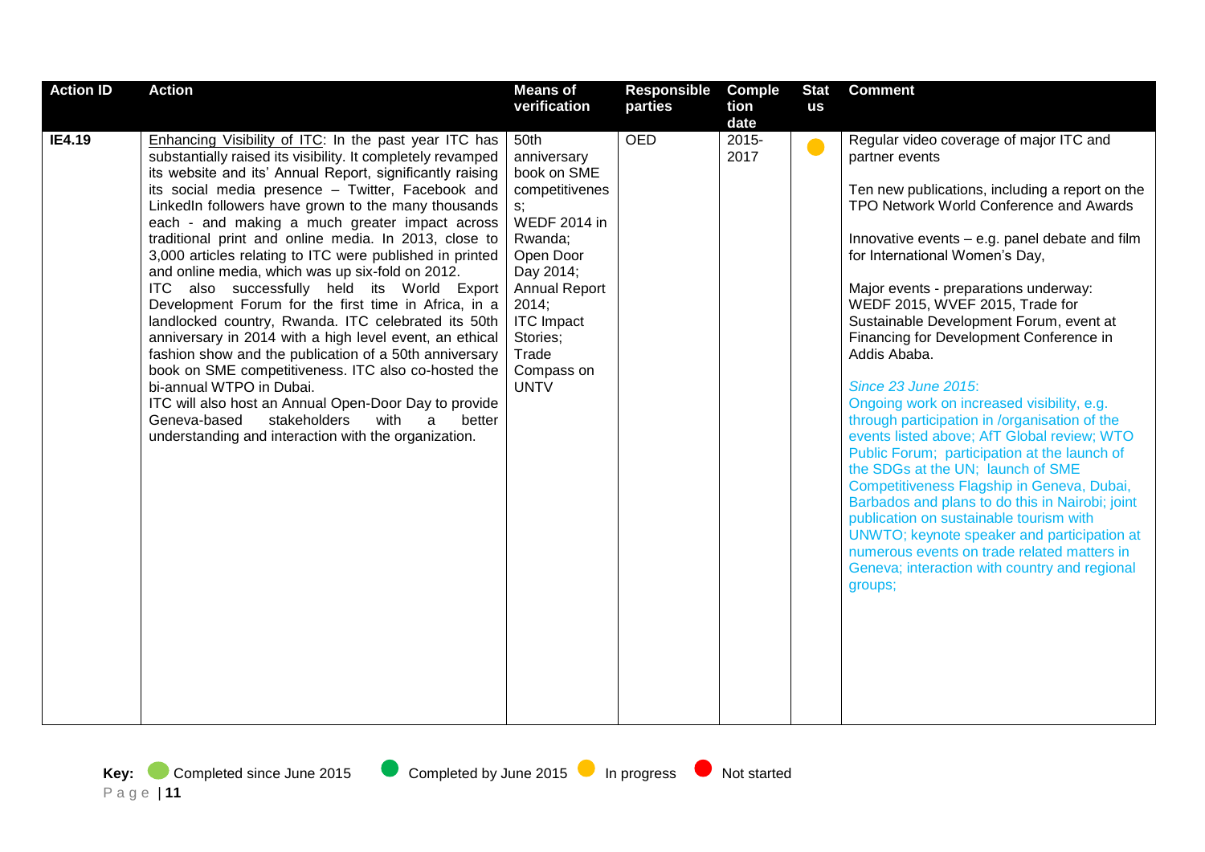| Action ID | Action | Means of verification | Responsible parties | Completion date | Status | Comment |
|---|---|---|---|---|---|---|
| **IE4.19** | Enhancing Visibility of ITC: In the past year ITC has substantially raised its visibility. It completely revamped its website and its' Annual Report, significantly raising its social media presence – Twitter, Facebook and LinkedIn followers have grown to the many thousands each - and making a much greater impact across traditional print and online media. In 2013, close to 3,000 articles relating to ITC were published in printed and online media, which was up six-fold on 2012. ITC also successfully held its World Export Development Forum for the first time in Africa, in a landlocked country, Rwanda. ITC celebrated its 50th anniversary in 2014 with a high level event, an ethical fashion show and the publication of a 50th anniversary book on SME competitiveness. ITC also co-hosted the bi-annual WTPO in Dubai. ITC will also host an Annual Open-Door Day to provide Geneva-based stakeholders with a better understanding and interaction with the organization. | 50th anniversary book on SME competitiveness; WEDF 2014 in Rwanda; Open Door Day 2014; Annual Report 2014; ITC Impact Stories; Trade Compass on UNTV | OED | 2015-2017 | In progress | Regular video coverage of major ITC and partner events<br><br>Ten new publications, including a report on the TPO Network World Conference and Awards<br><br>Innovative events – e.g. panel debate and film for International Women's Day,<br><br>Major events - preparations underway: WEDF 2015, WVEF 2015, Trade for Sustainable Development Forum, event at Financing for Development Conference in Addis Ababa.<br><br>*Since 23 June 2015*:<br>Ongoing work on increased visibility, e.g. through participation in /organisation of the events listed above; AfT Global review; WTO Public Forum; participation at the launch of the SDGs at the UN; launch of SME Competitiveness Flagship in Geneva, Dubai, Barbados and plans to do this in Nairobi; joint publication on sustainable tourism with UNWTO; keynote speaker and participation at numerous events on trade related matters in Geneva; interaction with country and regional groups; |

**Key:** Completed since June 2015 | Completed by June 2015 | In progress | Not started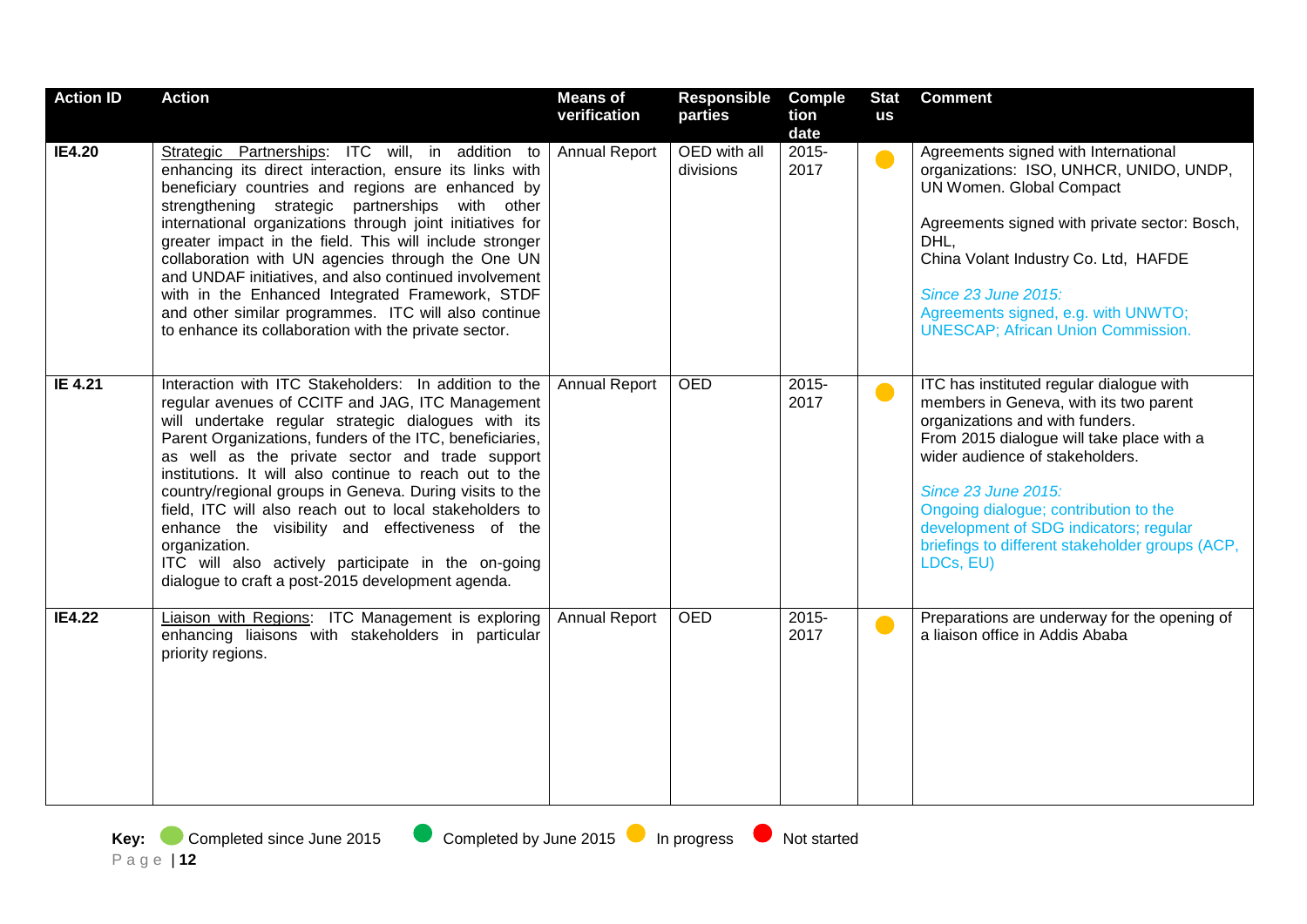| Action ID | Action | Means of verification | Responsible parties | Completion date | Status | Comment |
|---|---|---|---|---|---|---|
| **IE4.20** | Strategic Partnerships: ITC will, in addition to enhancing its direct interaction, ensure its links with beneficiary countries and regions are enhanced by strengthening strategic partnerships with other international organizations through joint initiatives for greater impact in the field. This will include stronger collaboration with UN agencies through the One UN and UNDAF initiatives, and also continued involvement with in the Enhanced Integrated Framework, STDF and other similar programmes. ITC will also continue to enhance its collaboration with the private sector. | Annual Report | OED with all divisions | 2015-2017 | In progress | Agreements signed with International organizations: ISO, UNHCR, UNIDO, UNDP, UN Women. Global Compact<br><br>Agreements signed with private sector: Bosch, DHL,<br>China Volant Industry Co. Ltd, HAFDE<br><br>*Since 23 June 2015:*<br>Agreements signed, e.g. with UNWTO; UNESCAP; African Union Commission. |
| **IE 4.21** | Interaction with ITC Stakeholders: In addition to the regular avenues of CCITF and JAG, ITC Management will undertake regular strategic dialogues with its Parent Organizations, funders of the ITC, beneficiaries, as well as the private sector and trade support institutions. It will also continue to reach out to the country/regional groups in Geneva. During visits to the field, ITC will also reach out to local stakeholders to enhance the visibility and effectiveness of the organization.<br>ITC will also actively participate in the on-going dialogue to craft a post-2015 development agenda. | Annual Report | OED | 2015-2017 | In progress | ITC has instituted regular dialogue with members in Geneva, with its two parent organizations and with funders.<br>From 2015 dialogue will take place with a wider audience of stakeholders.<br><br>*Since 23 June 2015:*<br>Ongoing dialogue; contribution to the development of SDG indicators; regular briefings to different stakeholder groups (ACP, LDCs, EU) |
| **IE4.22** | Liaison with Regions: ITC Management is exploring enhancing liaisons with stakeholders in particular priority regions. | Annual Report | OED | 2015-2017 | In progress | Preparations are underway for the opening of a liaison office in Addis Ababa |

**Key:** Completed since June 2015 · Completed by June 2015 · In progress · Not started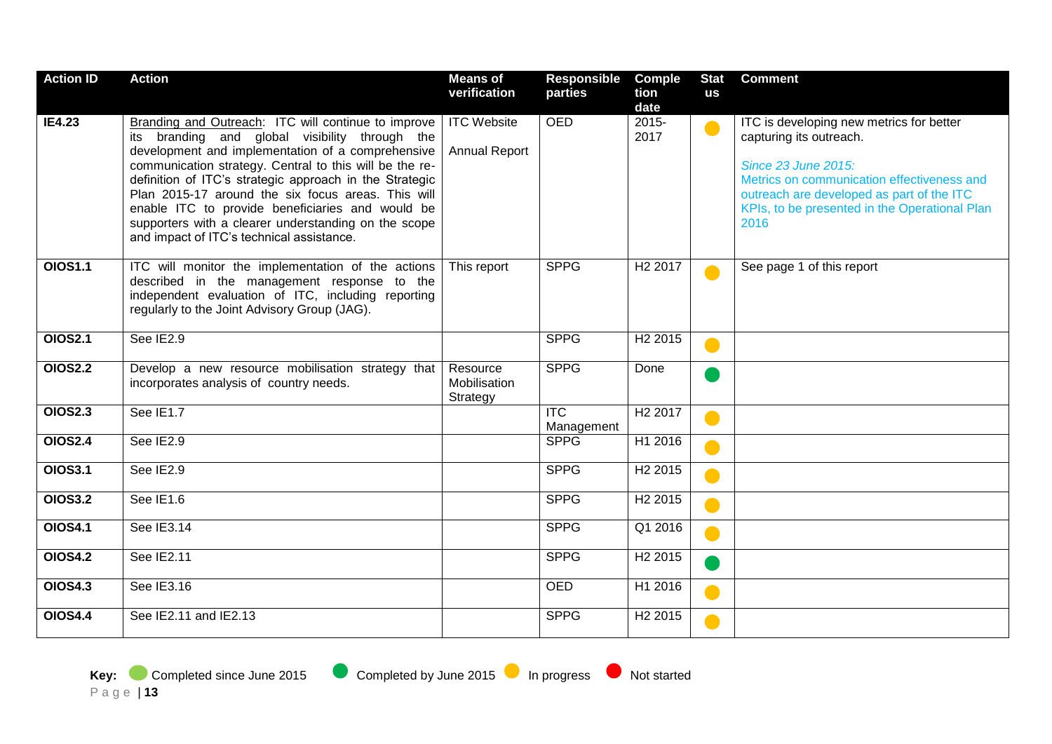| Action ID | Action | Means of verification | Responsible parties | Completion date | Status | Comment |
|---|---|---|---|---|---|---|
| **IE4.23** | Branding and Outreach: ITC will continue to improve its branding and global visibility through the development and implementation of a comprehensive communication strategy. Central to this will be the re-definition of ITC's strategic approach in the Strategic Plan 2015-17 around the six focus areas. This will enable ITC to provide beneficiaries and would be supporters with a clearer understanding on the scope and impact of ITC's technical assistance. | ITC Website<br><br>Annual Report | OED | 2015-2017 | In progress | ITC is developing new metrics for better capturing its outreach.<br><br>*Since 23 June 2015:*<br>Metrics on communication effectiveness and outreach are developed as part of the ITC KPIs, to be presented in the Operational Plan 2016 |
| **OIOS1.1** | ITC will monitor the implementation of the actions described in the management response to the independent evaluation of ITC, including reporting regularly to the Joint Advisory Group (JAG). | This report | SPPG | H2 2017 | In progress | See page 1 of this report |
| **OIOS2.1** | See IE2.9 | | SPPG | H2 2015 | In progress | |
| **OIOS2.2** | Develop a new resource mobilisation strategy that incorporates analysis of country needs. | Resource Mobilisation Strategy | SPPG | Done | Completed by June 2015 | |
| **OIOS2.3** | See IE1.7 | | ITC Management | H2 2017 | In progress | |
| **OIOS2.4** | See IE2.9 | | SPPG | H1 2016 | In progress | |
| **OIOS3.1** | See IE2.9 | | SPPG | H2 2015 | In progress | |
| **OIOS3.2** | See IE1.6 | | SPPG | H2 2015 | In progress | |
| **OIOS4.1** | See IE3.14 | | SPPG | Q1 2016 | In progress | |
| **OIOS4.2** | See IE2.11 | | SPPG | H2 2015 | Completed by June 2015 | |
| **OIOS4.3** | See IE3.16 | | OED | H1 2016 | In progress | |
| **OIOS4.4** | See IE2.11 and IE2.13 | | SPPG | H2 2015 | In progress | |

**Key:** Completed since June 2015 · Completed by June 2015 · In progress · Not started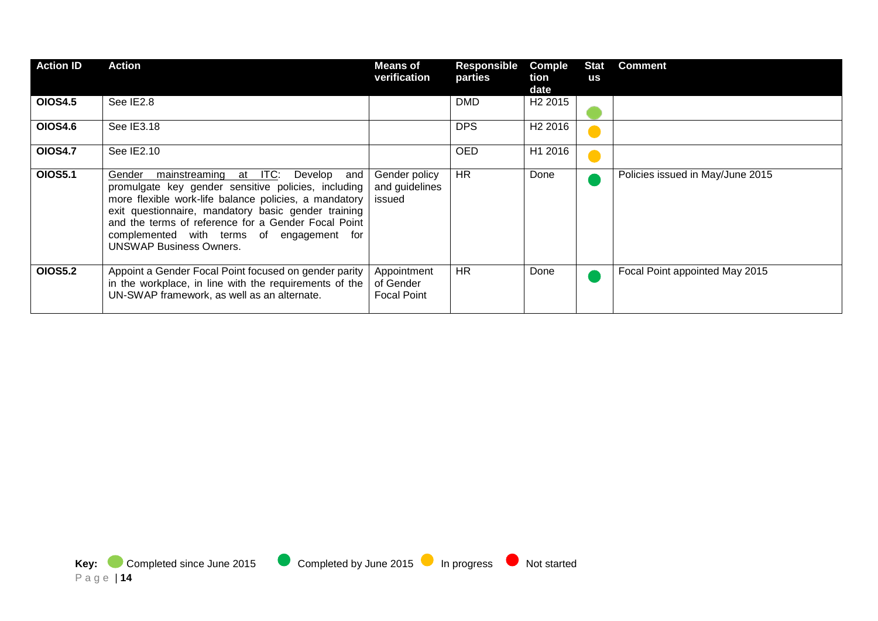| Action ID | Action | Means of verification | Responsible parties | Completion date | Status | Comment |
|---|---|---|---|---|---|---|
| **OIOS4.5** | See IE2.8 | | DMD | H2 2015 | Completed since June 2015 | |
| **OIOS4.6** | See IE3.18 | | DPS | H2 2016 | In progress | |
| **OIOS4.7** | See IE2.10 | | OED | H1 2016 | In progress | |
| **OIOS5.1** | Gender mainstreaming at ITC: Develop and promulgate key gender sensitive policies, including more flexible work-life balance policies, a mandatory exit questionnaire, mandatory basic gender training and the terms of reference for a Gender Focal Point complemented with terms of engagement for UNSWAP Business Owners. | Gender policy and guidelines issued | HR | Done | Completed by June 2015 | Policies issued in May/June 2015 |
| **OIOS5.2** | Appoint a Gender Focal Point focused on gender parity in the workplace, in line with the requirements of the UN-SWAP framework, as well as an alternate. | Appointment of Gender Focal Point | HR | Done | Completed by June 2015 | Focal Point appointed May 2015 |

**Key:** Completed since June 2015 · Completed by June 2015 · In progress · Not started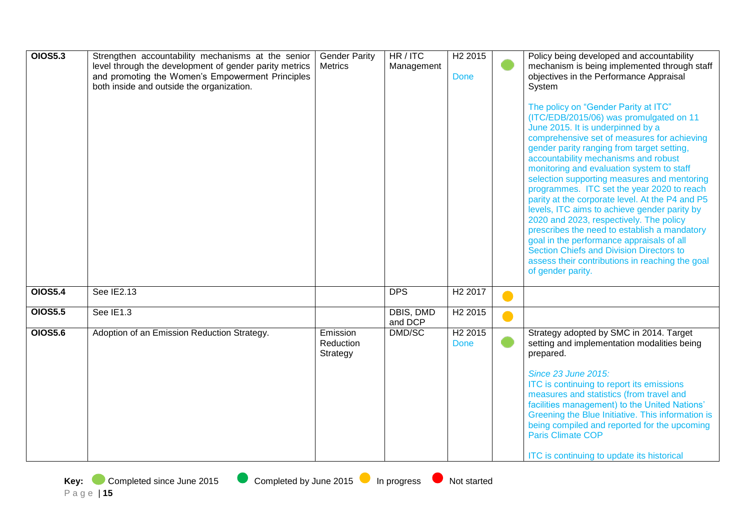| | | | | | | |
|---|---|---|---|---|---|---|
| **OIOS5.3** | Strengthen accountability mechanisms at the senior level through the development of gender parity metrics and promoting the Women's Empowerment Principles both inside and outside the organization. | Gender Parity Metrics | HR / ITC Management | H2 2015<br><br>Done | Completed since June 2015 | Policy being developed and accountability mechanism is being implemented through staff objectives in the Performance Appraisal System<br><br>The policy on "Gender Parity at ITC" (ITC/EDB/2015/06) was promulgated on 11 June 2015. It is underpinned by a comprehensive set of measures for achieving gender parity ranging from target setting, accountability mechanisms and robust monitoring and evaluation system to staff selection supporting measures and mentoring programmes. ITC set the year 2020 to reach parity at the corporate level. At the P4 and P5 levels, ITC aims to achieve gender parity by 2020 and 2023, respectively. The policy prescribes the need to establish a mandatory goal in the performance appraisals of all Section Chiefs and Division Directors to assess their contributions in reaching the goal of gender parity. |
| **OIOS5.4** | See IE2.13 | | DPS | H2 2017 | In progress | |
| **OIOS5.5** | See IE1.3 | | DBIS, DMD and DCP | H2 2015 | In progress | |
| **OIOS5.6** | Adoption of an Emission Reduction Strategy. | Emission Reduction Strategy | DMD/SC | H2 2015<br>Done | Completed since June 2015 | Strategy adopted by SMC in 2014. Target setting and implementation modalities being prepared.<br><br>*Since 23 June 2015:*<br>ITC is continuing to report its emissions measures and statistics (from travel and facilities management) to the United Nations' Greening the Blue Initiative. This information is being compiled and reported for the upcoming Paris Climate COP<br><br>ITC is continuing to update its historical |

**Key:** Completed since June 2015 | Completed by June 2015 | In progress | Not started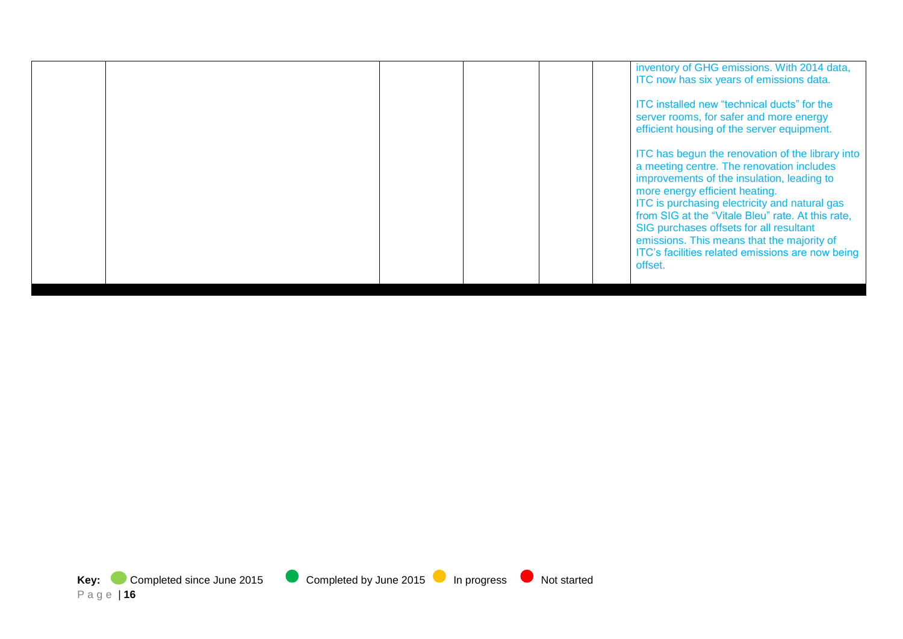| | | | | | | |
|---|---|---|---|---|---|---|
| | | | | | | inventory of GHG emissions. With 2014 data, ITC now has six years of emissions data.<br><br>ITC installed new "technical ducts" for the server rooms, for safer and more energy efficient housing of the server equipment.<br><br>ITC has begun the renovation of the library into a meeting centre. The renovation includes improvements of the insulation, leading to more energy efficient heating.<br>ITC is purchasing electricity and natural gas from SIG at the "Vitale Bleu" rate. At this rate, SIG purchases offsets for all resultant emissions. This means that the majority of ITC's facilities related emissions are now being offset. |

**Key:** Completed since June 2015 Completed by June 2015 In progress Not started